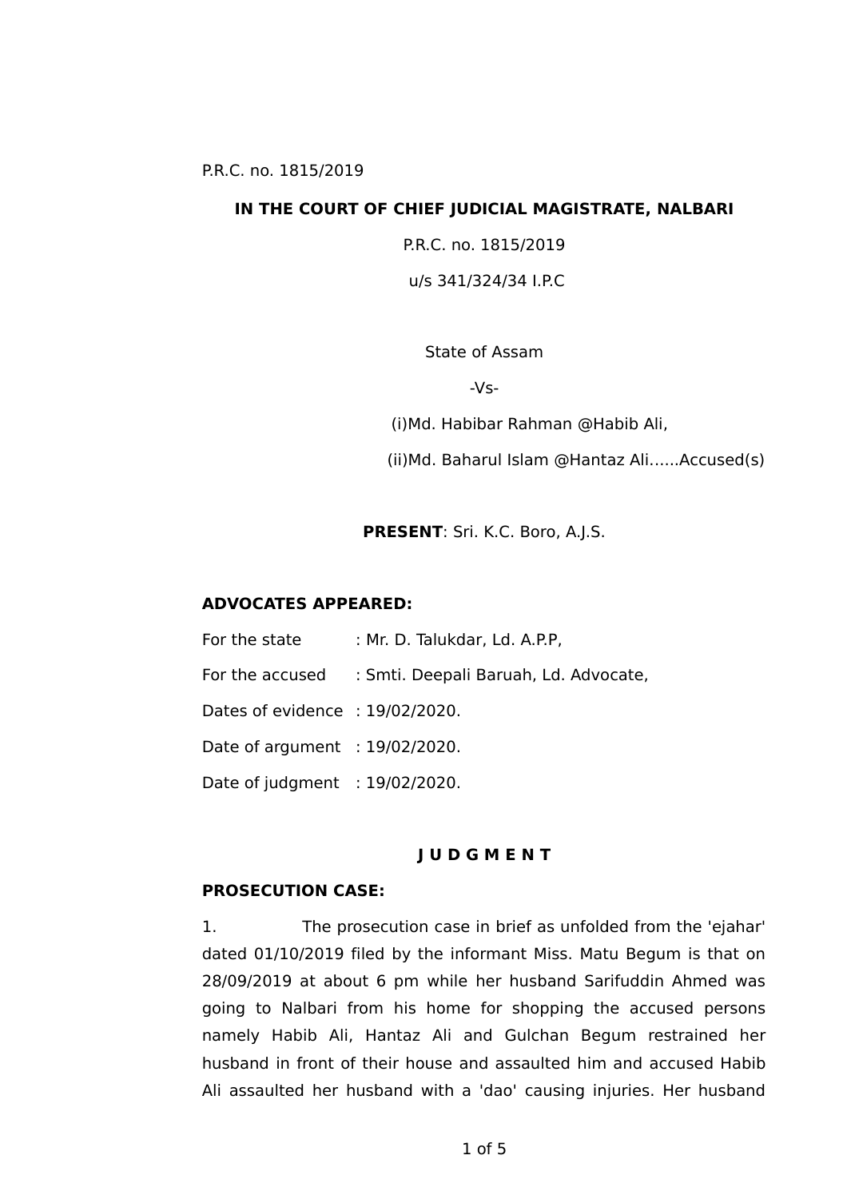P.R.C. no. 1815/2019

**IN THE COURT OF CHIEF JUDICIAL MAGISTRATE, NALBARI**

P.R.C. no. 1815/2019

u/s 341/324/34 I.P.C

State of Assam

-Vs-

(i)Md. Habibar Rahman @Habib Ali,

(ii)Md. Baharul Islam @Hantaz Ali......Accused(s)

**PRESENT**: Sri. K.C. Boro, A.J.S.

**ADVOCATES APPEARED:**

For the state : Mr. D. Talukdar, Ld. A.P.P,

For the accused : Smti. Deepali Baruah, Ld. Advocate,

Dates of evidence : 19/02/2020.

Date of argument : 19/02/2020.

Date of judgment : 19/02/2020.

**J U D G M E N T**

**PROSECUTION CASE:**

1. The prosecution case in brief as unfolded from the 'ejahar' dated 01/10/2019 filed by the informant Miss. Matu Begum is that on 28/09/2019 at about 6 pm while her husband Sarifuddin Ahmed was going to Nalbari from his home for shopping the accused persons namely Habib Ali, Hantaz Ali and Gulchan Begum restrained her husband in front of their house and assaulted him and accused Habib Ali assaulted her husband with a 'dao' causing injuries. Her husband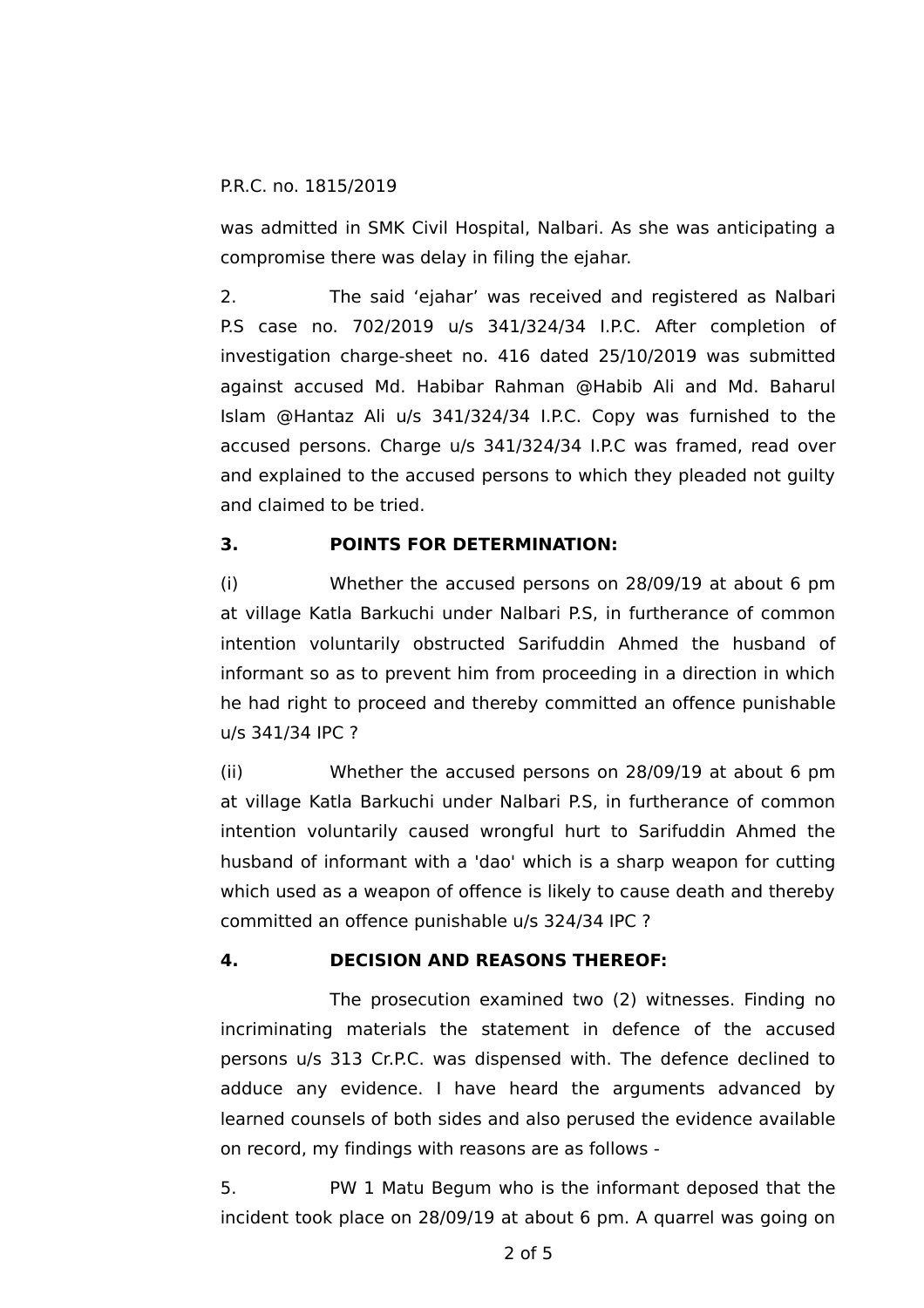was admitted in SMK Civil Hospital, Nalbari. As she was anticipating a compromise there was delay in filing the ejahar.

2. The said 'ejahar' was received and registered as Nalbari P.S case no. 702/2019 u/s 341/324/34 I.P.C. After completion of investigation charge-sheet no. 416 dated 25/10/2019 was submitted against accused Md. Habibar Rahman @Habib Ali and Md. Baharul Islam @Hantaz Ali u/s 341/324/34 I.P.C. Copy was furnished to the accused persons. Charge u/s 341/324/34 I.P.C was framed, read over and explained to the accused persons to which they pleaded not guilty and claimed to be tried.

**3. POINTS FOR DETERMINATION:**

(i) Whether the accused persons on 28/09/19 at about 6 pm at village Katla Barkuchi under Nalbari P.S, in furtherance of common intention voluntarily obstructed Sarifuddin Ahmed the husband of informant so as to prevent him from proceeding in a direction in which he had right to proceed and thereby committed an offence punishable u/s 341/34 IPC ?

(ii) Whether the accused persons on 28/09/19 at about 6 pm at village Katla Barkuchi under Nalbari P.S, in furtherance of common intention voluntarily caused wrongful hurt to Sarifuddin Ahmed the husband of informant with a 'dao' which is a sharp weapon for cutting which used as a weapon of offence is likely to cause death and thereby committed an offence punishable u/s 324/34 IPC ?

**4. DECISION AND REASONS THEREOF:**

The prosecution examined two (2) witnesses. Finding no incriminating materials the statement in defence of the accused persons u/s 313 Cr.P.C. was dispensed with. The defence declined to adduce any evidence. I have heard the arguments advanced by learned counsels of both sides and also perused the evidence available on record, my findings with reasons are as follows -

5. PW 1 Matu Begum who is the informant deposed that the incident took place on 28/09/19 at about 6 pm. A quarrel was going on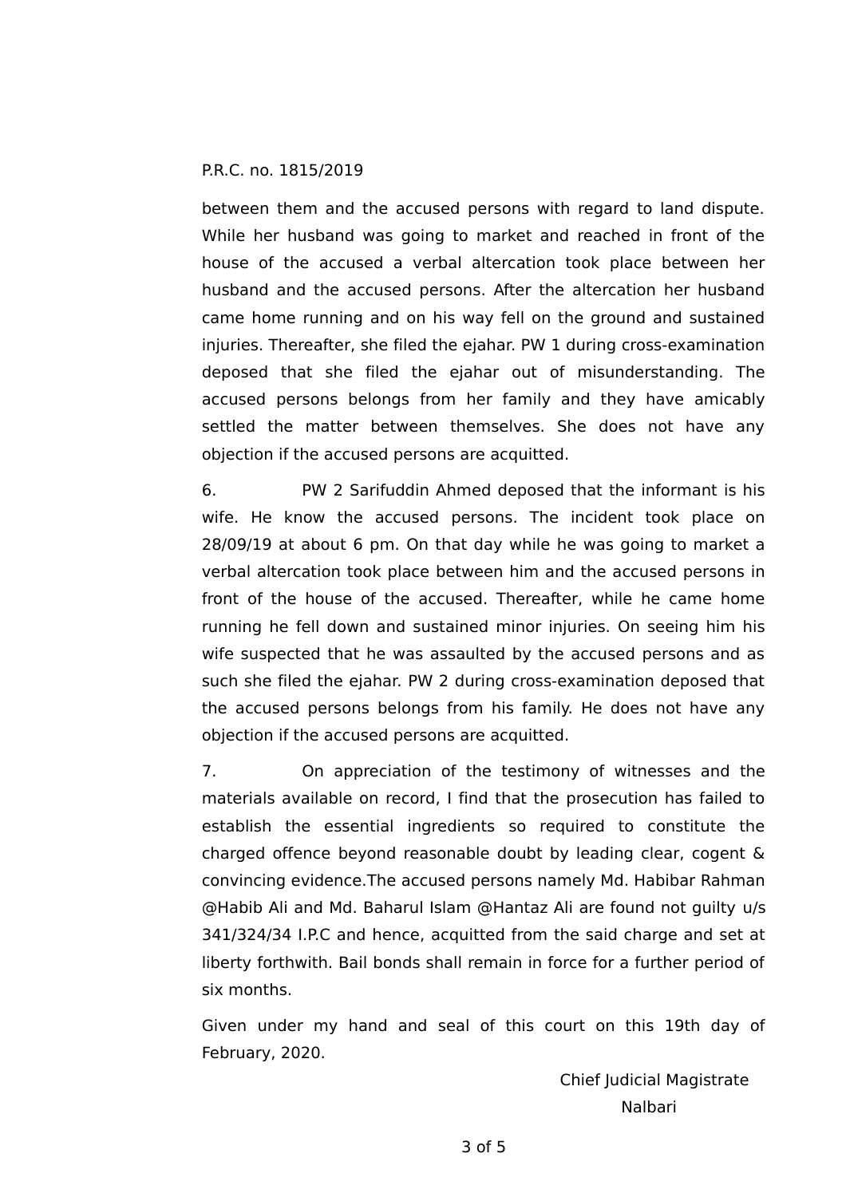P.R.C. no. 1815/2019

between them and the accused persons with regard to land dispute. While her husband was going to market and reached in front of the house of the accused a verbal altercation took place between her husband and the accused persons. After the altercation her husband came home running and on his way fell on the ground and sustained injuries. Thereafter, she filed the ejahar. PW 1 during cross-examination deposed that she filed the ejahar out of misunderstanding. The accused persons belongs from her family and they have amicably settled the matter between themselves. She does not have any objection if the accused persons are acquitted.

6. PW 2 Sarifuddin Ahmed deposed that the informant is his wife. He know the accused persons. The incident took place on 28/09/19 at about 6 pm. On that day while he was going to market a verbal altercation took place between him and the accused persons in front of the house of the accused. Thereafter, while he came home running he fell down and sustained minor injuries. On seeing him his wife suspected that he was assaulted by the accused persons and as such she filed the ejahar. PW 2 during cross-examination deposed that the accused persons belongs from his family. He does not have any objection if the accused persons are acquitted.

7. On appreciation of the testimony of witnesses and the materials available on record, I find that the prosecution has failed to establish the essential ingredients so required to constitute the charged offence beyond reasonable doubt by leading clear, cogent & convincing evidence.The accused persons namely Md. Habibar Rahman @Habib Ali and Md. Baharul Islam @Hantaz Ali are found not guilty u/s 341/324/34 I.P.C and hence, acquitted from the said charge and set at liberty forthwith. Bail bonds shall remain in force for a further period of six months.

Given under my hand and seal of this court on this 19th day of February, 2020.

Chief Judicial Magistrate
Nalbari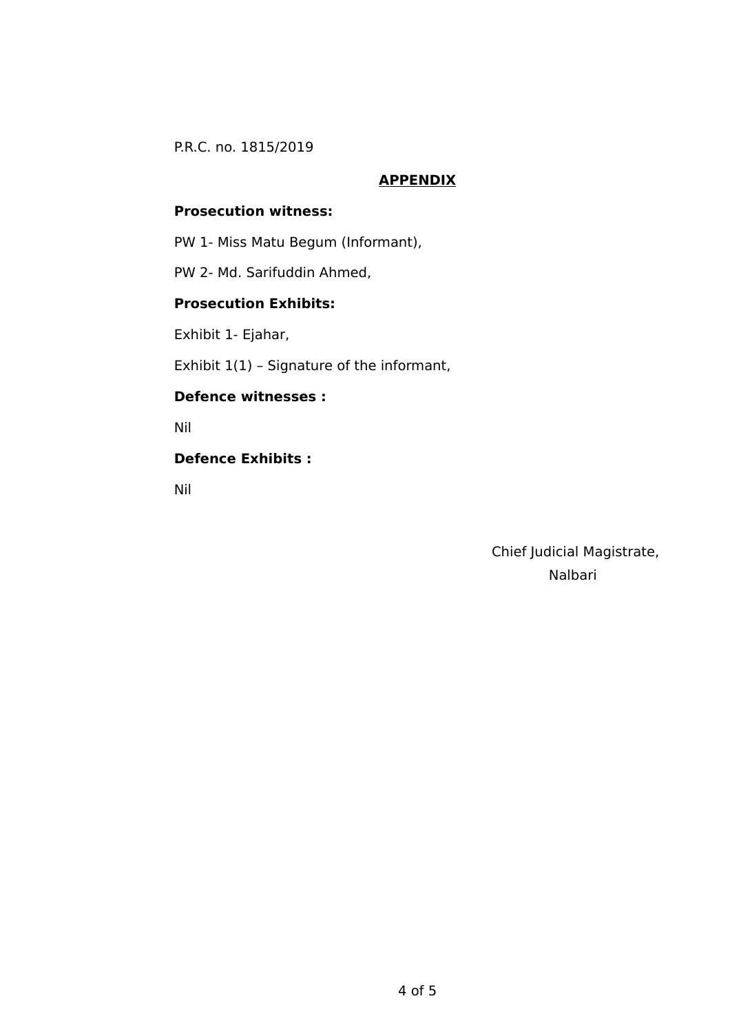P.R.C. no. 1815/2019

## APPENDIX

**Prosecution witness:**

PW 1- Miss Matu Begum (Informant),

PW 2- Md. Sarifuddin Ahmed,

**Prosecution Exhibits:**

Exhibit 1- Ejahar,

Exhibit 1(1) – Signature of the informant,

**Defence witnesses :**

Nil

**Defence Exhibits :**

Nil

Chief Judicial Magistrate,
Nalbari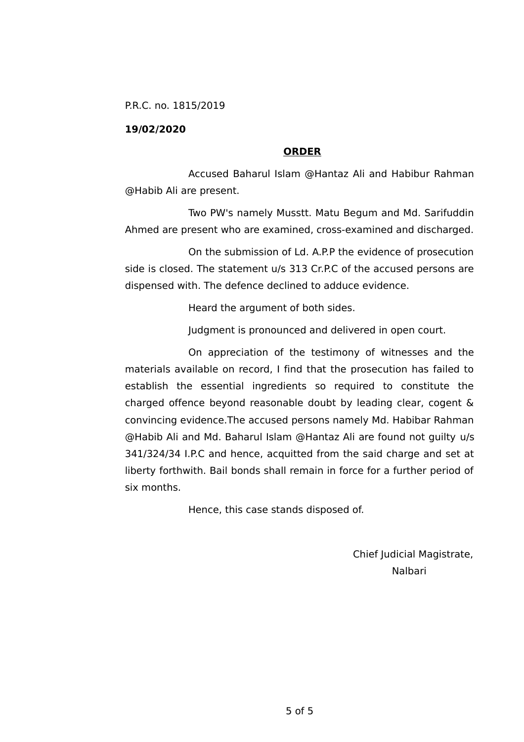P.R.C. no. 1815/2019

**19/02/2020**

**ORDER**

Accused Baharul Islam @Hantaz Ali and Habibur Rahman @Habib Ali are present.

Two PW's namely Musstt. Matu Begum and Md. Sarifuddin Ahmed are present who are examined, cross-examined and discharged.

On the submission of Ld. A.P.P the evidence of prosecution side is closed. The statement u/s 313 Cr.P.C of the accused persons are dispensed with. The defence declined to adduce evidence.

Heard the argument of both sides.

Judgment is pronounced and delivered in open court.

On appreciation of the testimony of witnesses and the materials available on record, I find that the prosecution has failed to establish the essential ingredients so required to constitute the charged offence beyond reasonable doubt by leading clear, cogent & convincing evidence.The accused persons namely Md. Habibar Rahman @Habib Ali and Md. Baharul Islam @Hantaz Ali are found not guilty u/s 341/324/34 I.P.C and hence, acquitted from the said charge and set at liberty forthwith. Bail bonds shall remain in force for a further period of six months.

Hence, this case stands disposed of.

Chief Judicial Magistrate,
Nalbari